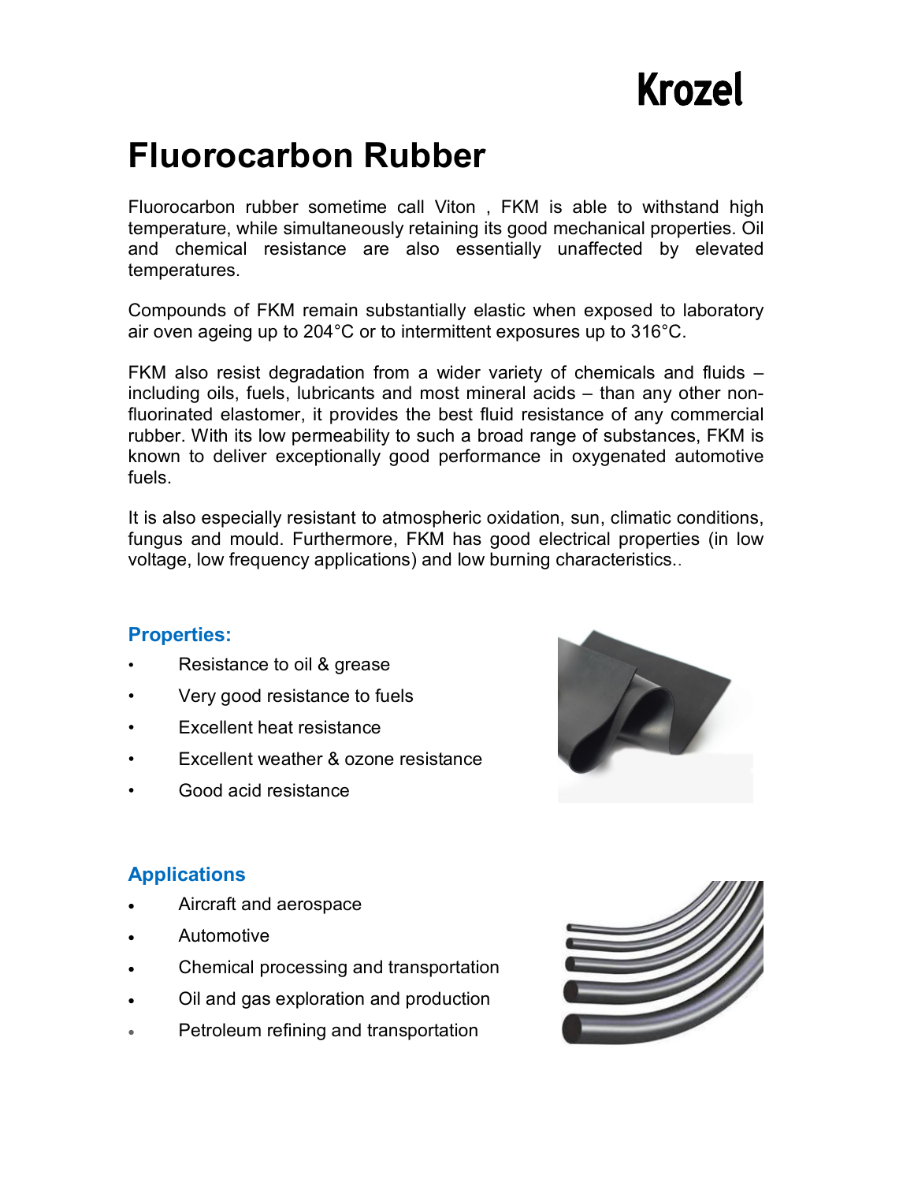Krozel

# Fluorocarbon Rubber

Fluorocarbon rubber sometime call Viton , FKM is able to withstand high temperature, while simultaneously retaining its good mechanical properties. Oil and chemical resistance are also essentially unaffected by elevated temperatures.

Compounds of FKM remain substantially elastic when exposed to laboratory air oven ageing up to 204°C or to intermittent exposures up to 316°C.

FKM also resist degradation from a wider variety of chemicals and fluids – including oils, fuels, lubricants and most mineral acids – than any other non-fluorinated elastomer, it provides the best fluid resistance of any commercial rubber. With its low permeability to such a broad range of substances, FKM is known to deliver exceptionally good performance in oxygenated automotive fuels.

It is also especially resistant to atmospheric oxidation, sun, climatic conditions, fungus and mould. Furthermore, FKM has good electrical properties (in low voltage, low frequency applications) and low burning characteristics..

## Properties:

- Resistance to oil & grease
- Very good resistance to fuels
- Excellent heat resistance
- Excellent weather & ozone resistance
- Good acid resistance

## Applications

- Aircraft and aerospace
- Automotive
- Chemical processing and transportation
- Oil and gas exploration and production
- Petroleum refining and transportation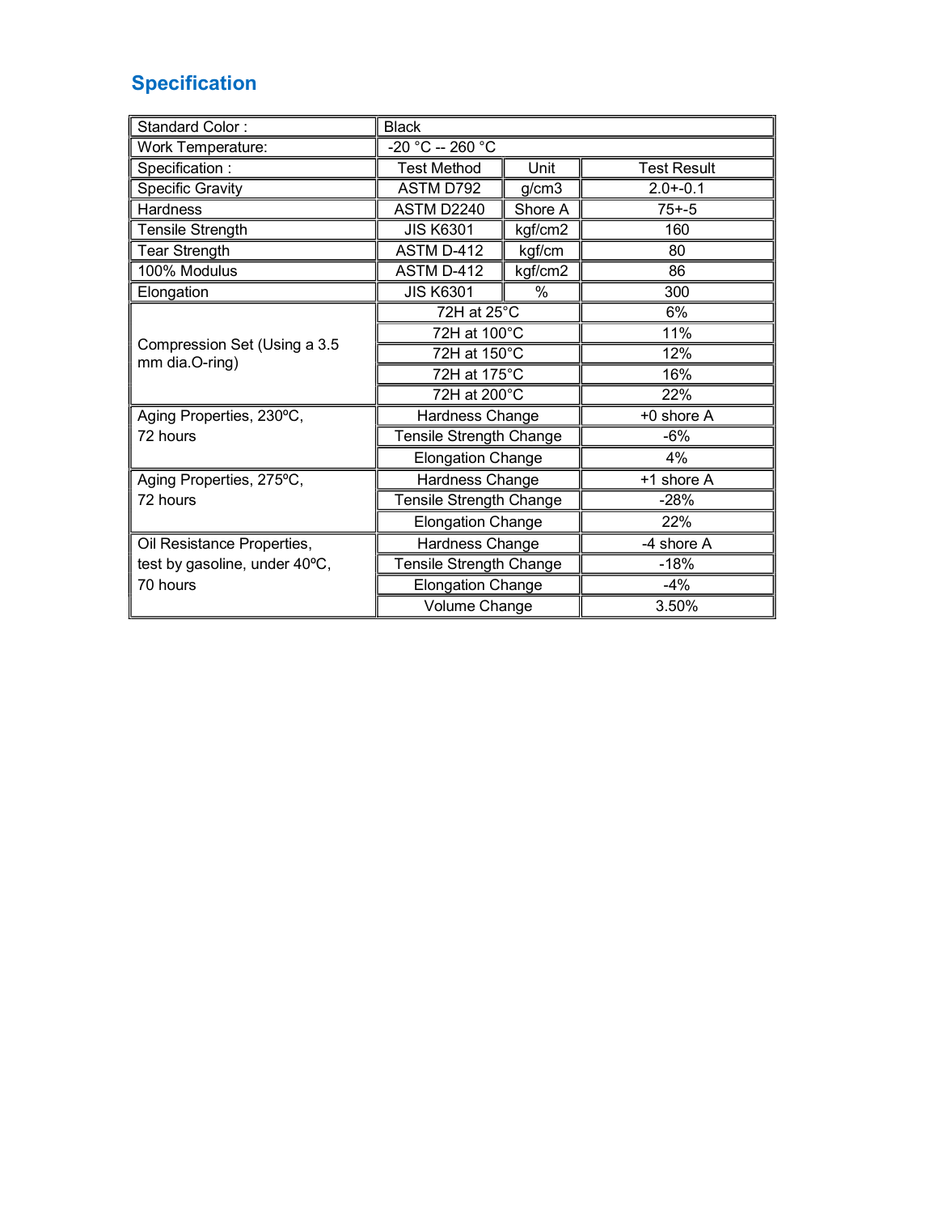## Specification

| | | | |
|---|---|---|---|
| Standard Color : | Black | | |
| Work Temperature: | -20 °C -- 260 °C | | |
| Specification : | Test Method | Unit | Test Result |
| Specific Gravity | ASTM D792 | g/cm3 | 2.0+-0.1 |
| Hardness | ASTM D2240 | Shore A | 75+-5 |
| Tensile Strength | JIS K6301 | kgf/cm2 | 160 |
| Tear Strength | ASTM D-412 | kgf/cm | 80 |
| 100% Modulus | ASTM D-412 | kgf/cm2 | 86 |
| Elongation | JIS K6301 | % | 300 |
| Compression Set (Using a 3.5 mm dia.O-ring) | 72H at 25°C | | 6% |
| | 72H at 100°C | | 11% |
| | 72H at 150°C | | 12% |
| | 72H at 175°C | | 16% |
| | 72H at 200°C | | 22% |
| Aging Properties, 230ºC, 72 hours | Hardness Change | | +0 shore A |
| | Tensile Strength Change | | -6% |
| | Elongation Change | | 4% |
| Aging Properties, 275ºC, 72 hours | Hardness Change | | +1 shore A |
| | Tensile Strength Change | | -28% |
| | Elongation Change | | 22% |
| Oil Resistance Properties, test by gasoline, under 40ºC, 70 hours | Hardness Change | | -4 shore A |
| | Tensile Strength Change | | -18% |
| | Elongation Change | | -4% |
| | Volume Change | | 3.50% |